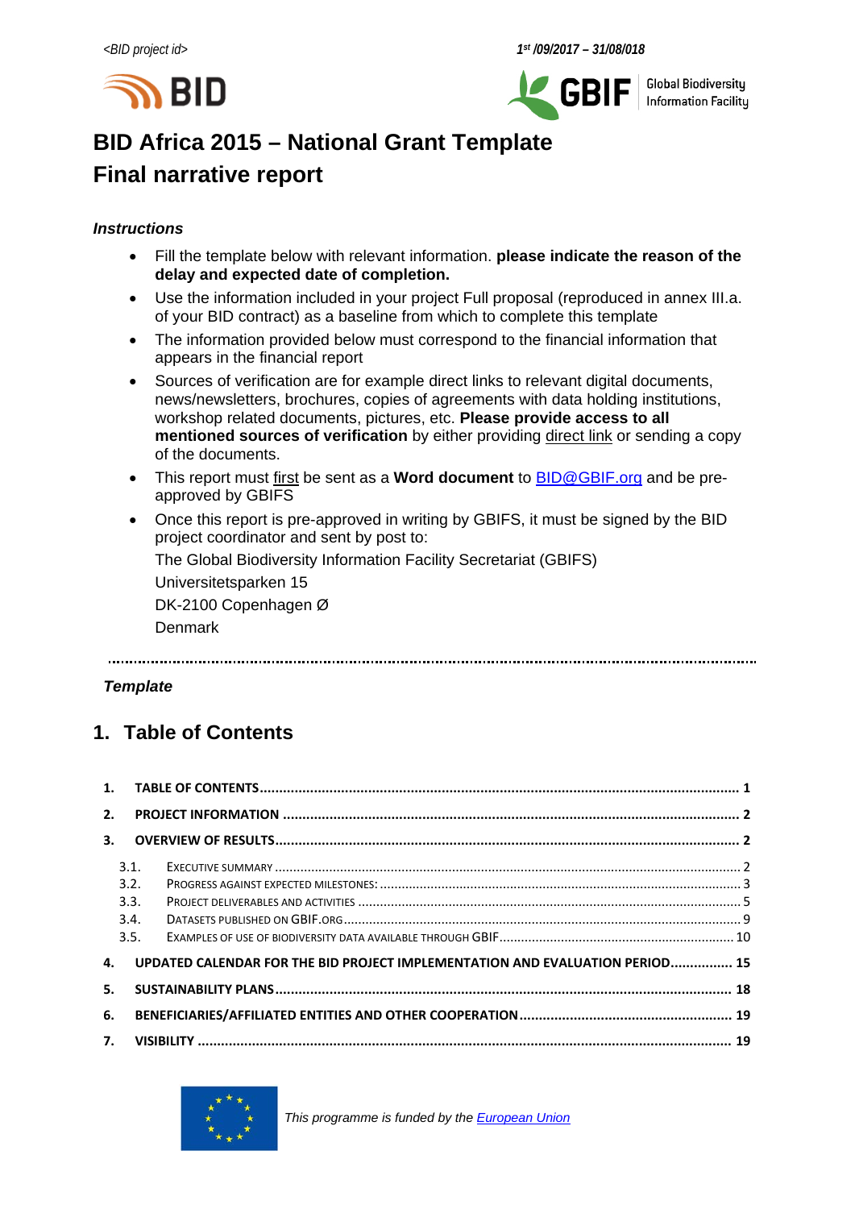<BID project id> 1st /09/2017 – 31/08/018

BID

GBIF Global Biodiversity Information Facility

# BID Africa 2015 – National Grant Template
# Final narrative report

### *Instructions*

- Fill the template below with relevant information. **please indicate the reason of the delay and expected date of completion.**
- Use the information included in your project Full proposal (reproduced in annex III.a. of your BID contract) as a baseline from which to complete this template
- The information provided below must correspond to the financial information that appears in the financial report
- Sources of verification are for example direct links to relevant digital documents, news/newsletters, brochures, copies of agreements with data holding institutions, workshop related documents, pictures, etc. **Please provide access to all mentioned sources of verification** by either providing direct link or sending a copy of the documents.
- This report must first be sent as a **Word document** to BID@GBIF.org and be pre-approved by GBIFS
- Once this report is pre-approved in writing by GBIFS, it must be signed by the BID project coordinator and sent by post to:

  The Global Biodiversity Information Facility Secretariat (GBIFS)

  Universitetsparken 15

  DK-2100 Copenhagen Ø

  Denmark

---

### *Template*

## 1. Table of Contents

1. TABLE OF CONTENTS ..... 1
2. PROJECT INFORMATION ..... 2
3. OVERVIEW OF RESULTS ..... 2
   - 3.1. EXECUTIVE SUMMARY ..... 2
   - 3.2. PROGRESS AGAINST EXPECTED MILESTONES: ..... 3
   - 3.3. PROJECT DELIVERABLES AND ACTIVITIES ..... 5
   - 3.4. DATASETS PUBLISHED ON GBIF.ORG ..... 9
   - 3.5. EXAMPLES OF USE OF BIODIVERSITY DATA AVAILABLE THROUGH GBIF ..... 10
4. UPDATED CALENDAR FOR THE BID PROJECT IMPLEMENTATION AND EVALUATION PERIOD ..... 15
5. SUSTAINABILITY PLANS ..... 18
6. BENEFICIARIES/AFFILIATED ENTITIES AND OTHER COOPERATION ..... 19
7. VISIBILITY ..... 19

*This programme is funded by the European Union*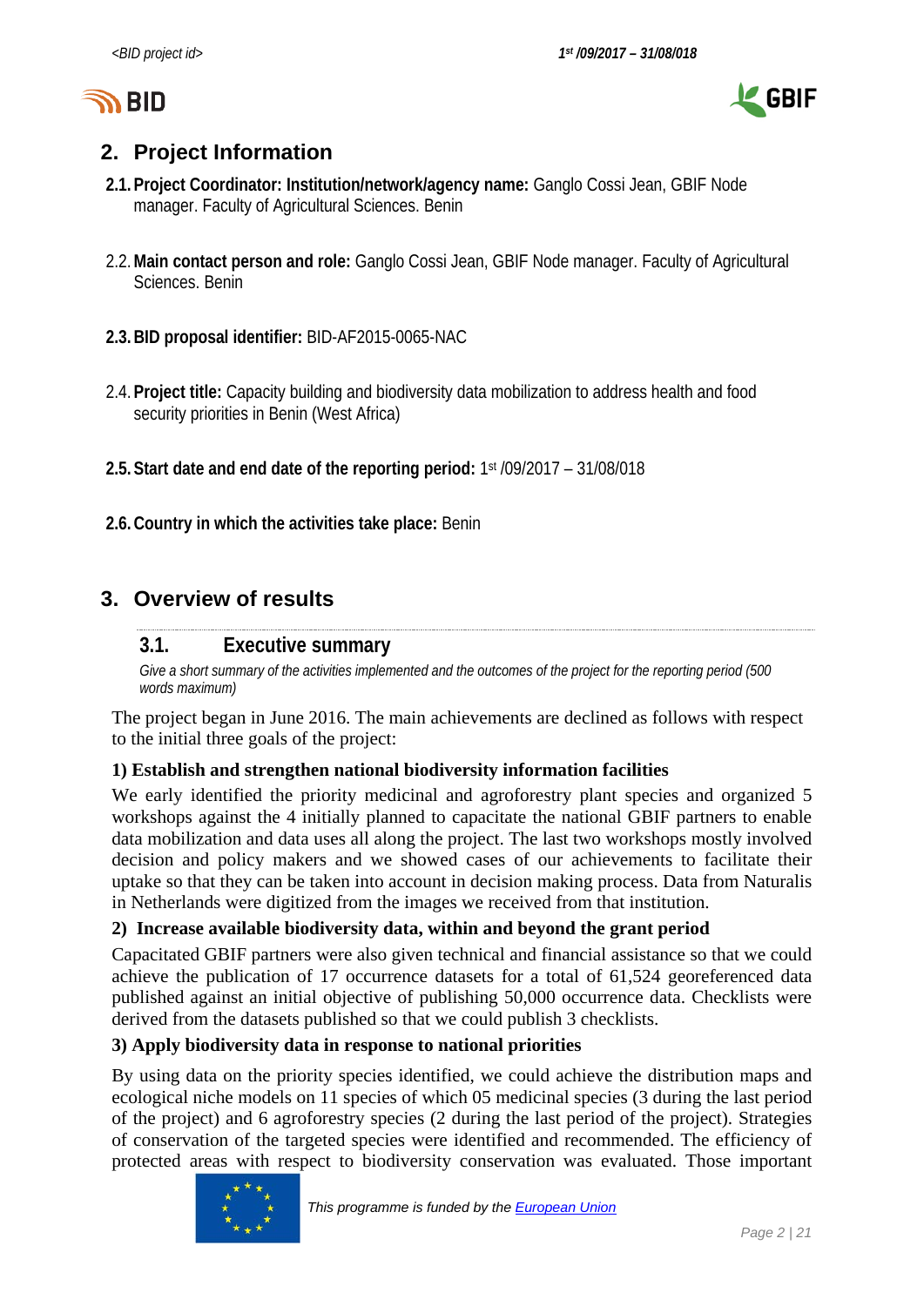## 2. Project Information

**2.1. Project Coordinator: Institution/network/agency name:** Ganglo Cossi Jean, GBIF Node manager. Faculty of Agricultural Sciences. Benin

2.2. **Main contact person and role:** Ganglo Cossi Jean, GBIF Node manager. Faculty of Agricultural Sciences. Benin

**2.3. BID proposal identifier:** BID-AF2015-0065-NAC

2.4. **Project title:** Capacity building and biodiversity data mobilization to address health and food security priorities in Benin (West Africa)

**2.5. Start date and end date of the reporting period:** 1st /09/2017 – 31/08/018

**2.6. Country in which the activities take place:** Benin

## 3. Overview of results

### 3.1. Executive summary

*Give a short summary of the activities implemented and the outcomes of the project for the reporting period (500 words maximum)*

The project began in June 2016. The main achievements are declined as follows with respect to the initial three goals of the project:

**1) Establish and strengthen national biodiversity information facilities**

We early identified the priority medicinal and agroforestry plant species and organized 5 workshops against the 4 initially planned to capacitate the national GBIF partners to enable data mobilization and data uses all along the project. The last two workshops mostly involved decision and policy makers and we showed cases of our achievements to facilitate their uptake so that they can be taken into account in decision making process. Data from Naturalis in Netherlands were digitized from the images we received from that institution.

**2) Increase available biodiversity data, within and beyond the grant period**

Capacitated GBIF partners were also given technical and financial assistance so that we could achieve the publication of 17 occurrence datasets for a total of 61,524 georeferenced data published against an initial objective of publishing 50,000 occurrence data. Checklists were derived from the datasets published so that we could publish 3 checklists.

**3) Apply biodiversity data in response to national priorities**

By using data on the priority species identified, we could achieve the distribution maps and ecological niche models on 11 species of which 05 medicinal species (3 during the last period of the project) and 6 agroforestry species (2 during the last period of the project). Strategies of conservation of the targeted species were identified and recommended. The efficiency of protected areas with respect to biodiversity conservation was evaluated. Those important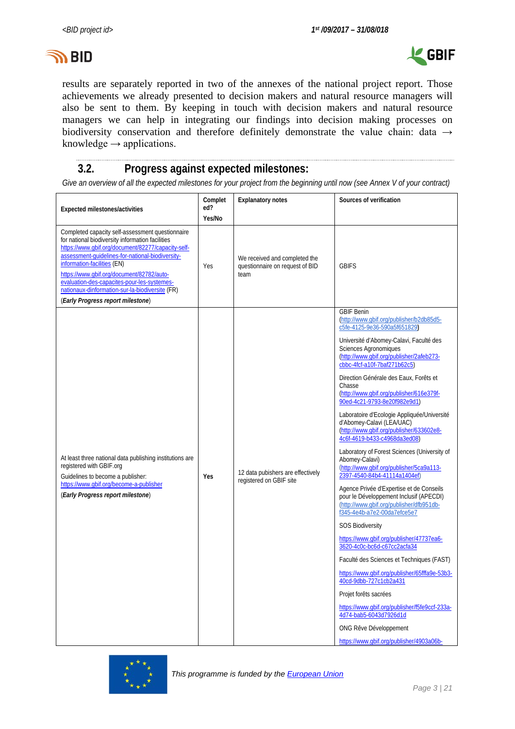results are separately reported in two of the annexes of the national project report. Those achievements we already presented to decision makers and natural resource managers will also be sent to them. By keeping in touch with decision makers and natural resource managers we can help in integrating our findings into decision making processes on biodiversity conservation and therefore definitely demonstrate the value chain: data → knowledge → applications.

## 3.2. Progress against expected milestones:

*Give an overview of all the expected milestones for your project from the beginning until now (see Annex V of your contract)*

| Expected milestones/activities | Completed? Yes/No | Explanatory notes | Sources of verification |
|---|---|---|---|
| Completed capacity self-assessment questionnaire for national biodiversity information facilities https://www.gbif.org/document/82277/capacity-self-assessment-guidelines-for-national-biodiversity-information-facilities (EN)<br>https://www.gbif.org/document/82782/auto-evaluation-des-capacites-pour-les-systemes-nationaux-dinformation-sur-la-biodiversite (FR)<br>(***Early Progress report milestone***) | Yes | We received and completed the questionnaire on request of BID team | GBIFS |
| At least three national data publishing institutions are registered with GBIF.org<br>Guidelines to become a publisher: https://www.gbif.org/become-a-publisher<br>(***Early Progress report milestone***) | **Yes** | 12 data pubishers are effectively registered on GBIF site | GBIF Benin (http://www.gbif.org/publisher/b2db85d5-c5fe-4125-9e36-590a5f651829)<br>Université d'Abomey-Calavi, Faculté des Sciences Agronomiques (http://www.gbif.org/publisher/2afeb273-cbbc-4fcf-a10f-7baf271b62c5)<br>Direction Générale des Eaux, Forêts et Chasse (http://www.gbif.org/publisher/616e379f-90ed-4c21-9793-8e20f982e9d1)<br>Laboratoire d'Ecologie Appliquée/Université d'Abomey-Calavi (LEA/UAC) (http://www.gbif.org/publisher/633602e8-4c6f-4619-b433-c4968da3ed08)<br>Laboratory of Forest Sciences (University of Abomey-Calavi) (http://www.gbif.org/publisher/5ca9a113-2397-4540-84b4-41114a1404ef)<br>Agence Privée d'Expertise et de Conseils pour le Développement Inclusif (APECDI) (http://www.gbif.org/publisher/dfb951db-f345-4e4b-a7e2-00da7efce5e7<br>SOS Biodiversity<br>https://www.gbif.org/publisher/47737ea6-3620-4c0c-bc6d-c67cc2acfa34<br>Faculté des Sciences et Techniques (FAST)<br>https://www.gbif.org/publisher/65fffa9e-53b3-40cd-9dbb-727c1cb2a431<br>Projet forêts sacrées<br>https://www.gbif.org/publisher/f5fe9ccf-233a-4d74-bab5-6043d7926d1d<br>ONG Rêve Développement<br>https://www.gbif.org/publisher/4903a06b- |

This programme is funded by the European Union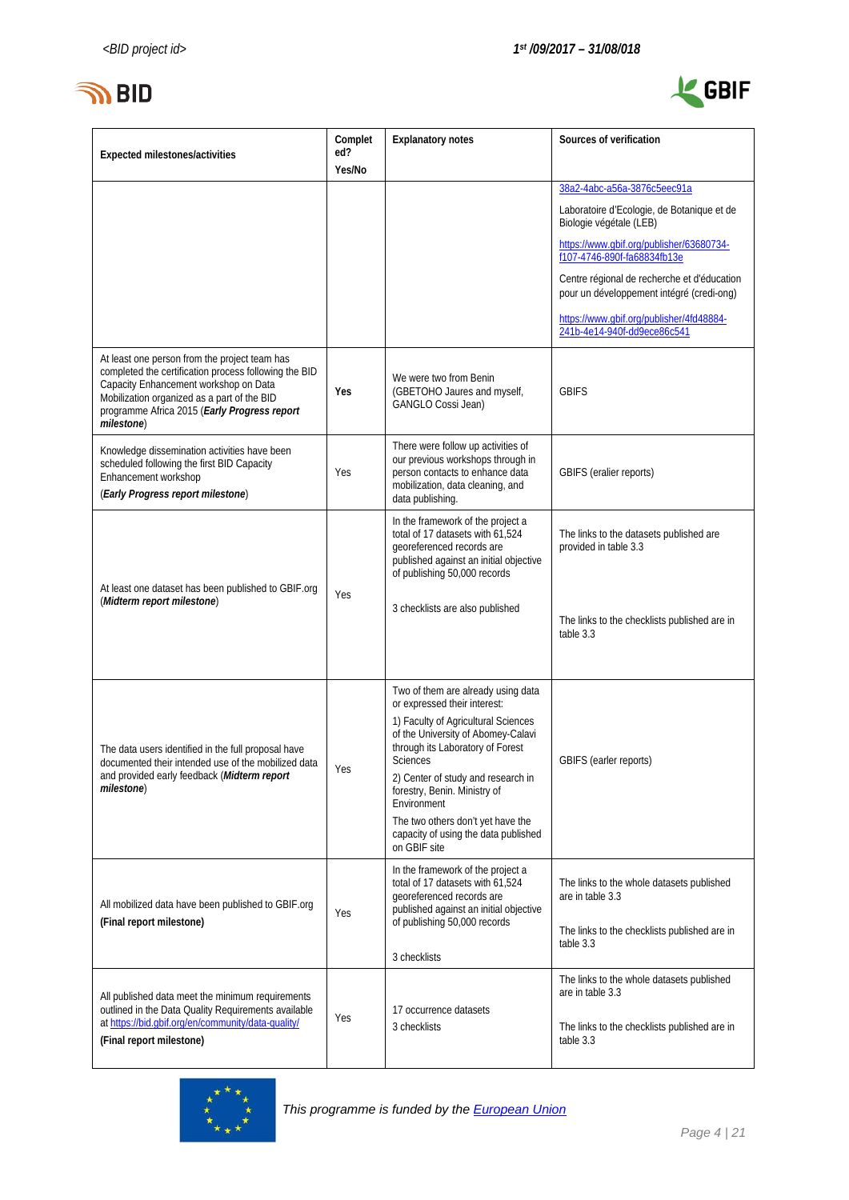| Expected milestones/activities | Completed? Yes/No | Explanatory notes | Sources of verification |
|---|---|---|---|
| | | | 38a2-4abc-a56a-3876c5eec91a<br><br>Laboratoire d'Ecologie, de Botanique et de Biologie végétale (LEB)<br><br>https://www.gbif.org/publisher/63680734-f107-4746-890f-fa68834fb13e<br><br>Centre régional de recherche et d'éducation pour un développement intégré (credi-ong)<br><br>https://www.gbif.org/publisher/4fd48884-241b-4e14-940f-dd9ece86c541 |
| At least one person from the project team has completed the certification process following the BID Capacity Enhancement workshop on Data Mobilization organized as a part of the BID programme Africa 2015 (***Early Progress report milestone***) | **Yes** | We were two from Benin (GBETOHO Jaures and myself, GANGLO Cossi Jean) | GBIFS |
| Knowledge dissemination activities have been scheduled following the first BID Capacity Enhancement workshop<br><br>(***Early Progress report milestone***) | Yes | There were follow up activities of our previous workshops through in person contacts to enhance data mobilization, data cleaning, and data publishing. | GBIFS (eralier reports) |
| At least one dataset has been published to GBIF.org (***Midterm report milestone***) | Yes | In the framework of the project a total of 17 datasets with 61,524 georeferenced records are published against an initial objective of publishing 50,000 records<br><br>3 checklists are also published | The links to the datasets published are provided in table 3.3<br><br>The links to the checklists published are in table 3.3 |
| The data users identified in the full proposal have documented their intended use of the mobilized data and provided early feedback (***Midterm report milestone***) | Yes | Two of them are already using data or expressed their interest:<br><br>1) Faculty of Agricultural Sciences of the University of Abomey-Calavi through its Laboratory of Forest Sciences<br><br>2) Center of study and research in forestry, Benin. Ministry of Environment<br><br>The two others don't yet have the capacity of using the data published on GBIF site | GBIFS (earler reports) |
| All mobilized data have been published to GBIF.org<br><br>**(Final report milestone)** | Yes | In the framework of the project a total of 17 datasets with 61,524 georeferenced records are published against an initial objective of publishing 50,000 records<br><br>3 checklists | The links to the whole datasets published are in table 3.3<br><br>The links to the checklists published are in table 3.3 |
| All published data meet the minimum requirements outlined in the Data Quality Requirements available at https://bid.gbif.org/en/community/data-quality/<br><br>**(Final report milestone)** | Yes | 17 occurrence datasets<br><br>3 checklists | The links to the whole datasets published are in table 3.3<br><br>The links to the checklists published are in table 3.3 |

*This programme is funded by the European Union*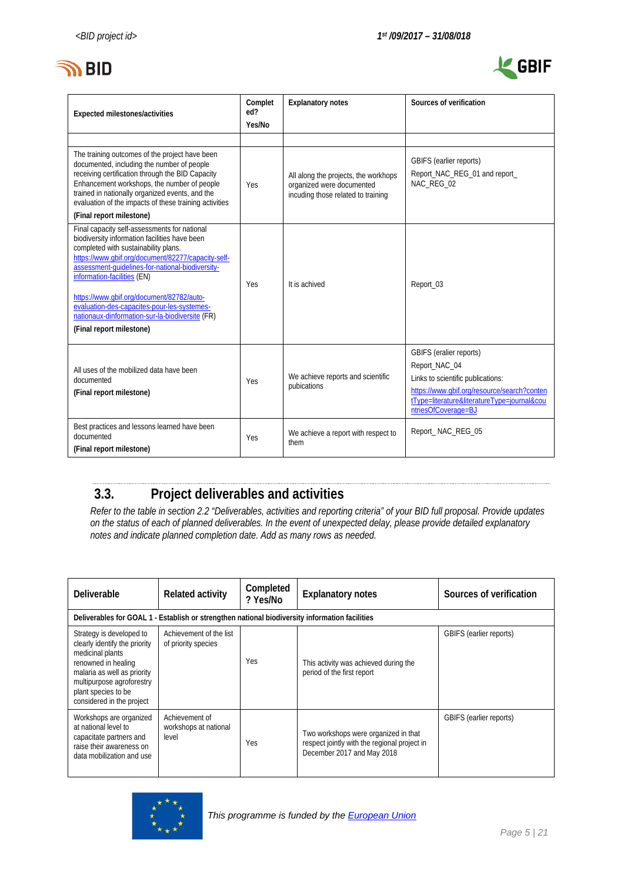| Expected milestones/activities | Completed? Yes/No | Explanatory notes | Sources of verification |
|---|---|---|---|
| | | | |
| The training outcomes of the project have been documented, including the number of people receiving certification through the BID Capacity Enhancement workshops, the number of people trained in nationally organized events, and the evaluation of the impacts of these training activities **(Final report milestone)** | Yes | All along the projects, the workhops organized were documented incuding those related to training | GBIFS (earlier reports) Report_NAC_REG_01 and report_ NAC_REG_02 |
| Final capacity self-assessments for national biodiversity information facilities have been completed with sustainability plans. https://www.gbif.org/document/82277/capacity-self-assessment-guidelines-for-national-biodiversity-information-facilities (EN) https://www.gbif.org/document/82782/auto-evaluation-des-capacites-pour-les-systemes-nationaux-dinformation-sur-la-biodiversite (FR) **(Final report milestone)** | Yes | It is achived | Report_03 |
| All uses of the mobilized data have been documented **(Final report milestone)** | Yes | We achieve reports and scientific pubications | GBIFS (eralier reports) Report_NAC_04 Links to scientific publications: https://www.gbif.org/resource/search?contentType=literature&literatureType=journal&countriesOfCoverage=BJ |
| Best practices and lessons learned have been documented **(Final report milestone)** | Yes | We achieve a report with respect to them | Report_ NAC_REG_05 |

## 3.3. Project deliverables and activities

*Refer to the table in section 2.2 "Deliverables, activities and reporting criteria" of your BID full proposal. Provide updates on the status of each of planned deliverables. In the event of unexpected delay, please provide detailed explanatory notes and indicate planned completion date. Add as many rows as needed.*

| Deliverable | Related activity | Completed ? Yes/No | Explanatory notes | Sources of verification |
|---|---|---|---|---|
| **Deliverables for GOAL 1 - Establish or strengthen national biodiversity information facilities** | | | | |
| Strategy is developed to clearly identify the priority medicinal plants renowned in healing malaria as well as priority multipurpose agroforestry plant species to be considered in the project | Achievement of the list of priority species | Yes | This activity was achieved during the period of the first report | GBIFS (earlier reports) |
| Workshops are organized at national level to capacitate partners and raise their awareness on data mobilization and use | Achievement of workshops at national level | Yes | Two workshops were organized in that respect jointly with the regional project in December 2017 and May 2018 | GBIFS (earlier reports) |

*This programme is funded by the European Union*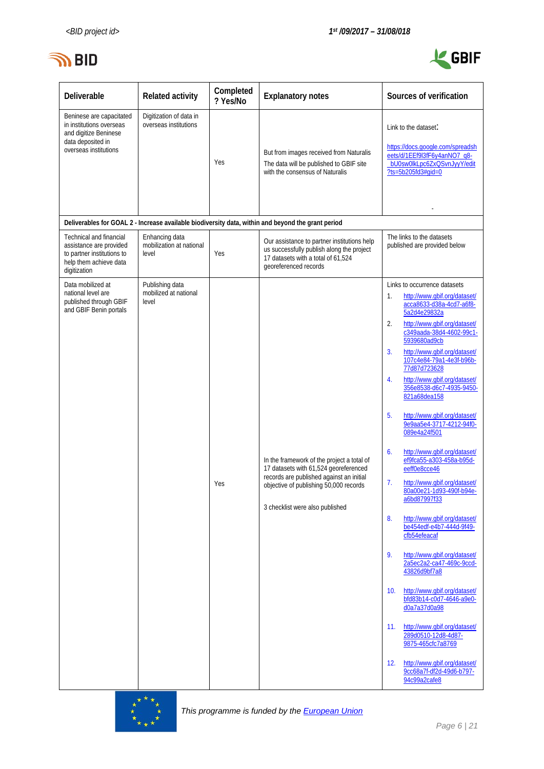| Deliverable | Related activity | Completed ? Yes/No | Explanatory notes | Sources of verification |
|---|---|---|---|---|
| Beninese are capacitated in institutions overseas and digitize Beninese data deposited in overseas institutions | Digitization of data in overseas institutions | Yes | But from images received from Naturalis<br>The data will be published to GBIF site with the consensus of Naturalis | Link to the dataset:<br>https://docs.google.com/spreadsheets/d/1EEf9I3fF6y4anNO7_q8-_bU0sw0lkLpc6ZxQSvnJyyY/edit?ts=5b205fd3#gid=0<br>- |
| **Deliverables for GOAL 2 - Increase available biodiversity data, within and beyond the grant period** | | | | |
| Technical and financial assistance are provided to partner institutions to help them achieve data digitization | Enhancing data mobilization at national level | Yes | Our assistance to partner institutions help us successfully publish along the project 17 datasets with a total of 61,524 georeferenced records | The links to the datasets published are provided below |
| Data mobilized at national level are published through GBIF and GBIF Benin portals | Publishing data mobilized at national level | Yes | In the framework of the project a total of 17 datasets with 61,524 georeferenced records are published against an initial objective of publishing 50,000 records<br><br>3 checklist were also published | Links to occurrence datasets<br>1. http://www.gbif.org/dataset/acca8633-d38a-4cd7-a6f8-5a2d4e29832a<br>2. http://www.gbif.org/dataset/c349aada-38d4-4602-99c1-5939680ad9cb<br>3. http://www.gbif.org/dataset/107c4e84-79a1-4e3f-b96b-77d87d723628<br>4. http://www.gbif.org/dataset/356e8538-d6c7-4935-9450-821a68dea158<br>5. http://www.gbif.org/dataset/9e9aa5e4-3717-4212-94f0-089e4a24f501<br>6. http://www.gbif.org/dataset/ef9fca55-a303-458a-b95d-eeff0e8cce46<br>7. http://www.gbif.org/dataset/80a00e21-1d93-490f-b94e-a6bd87997f33<br>8. http://www.gbif.org/dataset/be454edf-e4b7-444d-9f49-cfb54efeacaf<br>9. http://www.gbif.org/dataset/2a5ec2a2-ca47-469c-9ccd-43826d9bf7a8<br>10. http://www.gbif.org/dataset/bfd83b14-c0d7-4646-a9e0-d0a7a37d0a98<br>11. http://www.gbif.org/dataset/289d0510-12d8-4d87-9875-465cfc7a8769<br>12. http://www.gbif.org/dataset/9cc68a7f-df2d-49d6-b797-94c99a2cafe8 |

*This programme is funded by the European Union*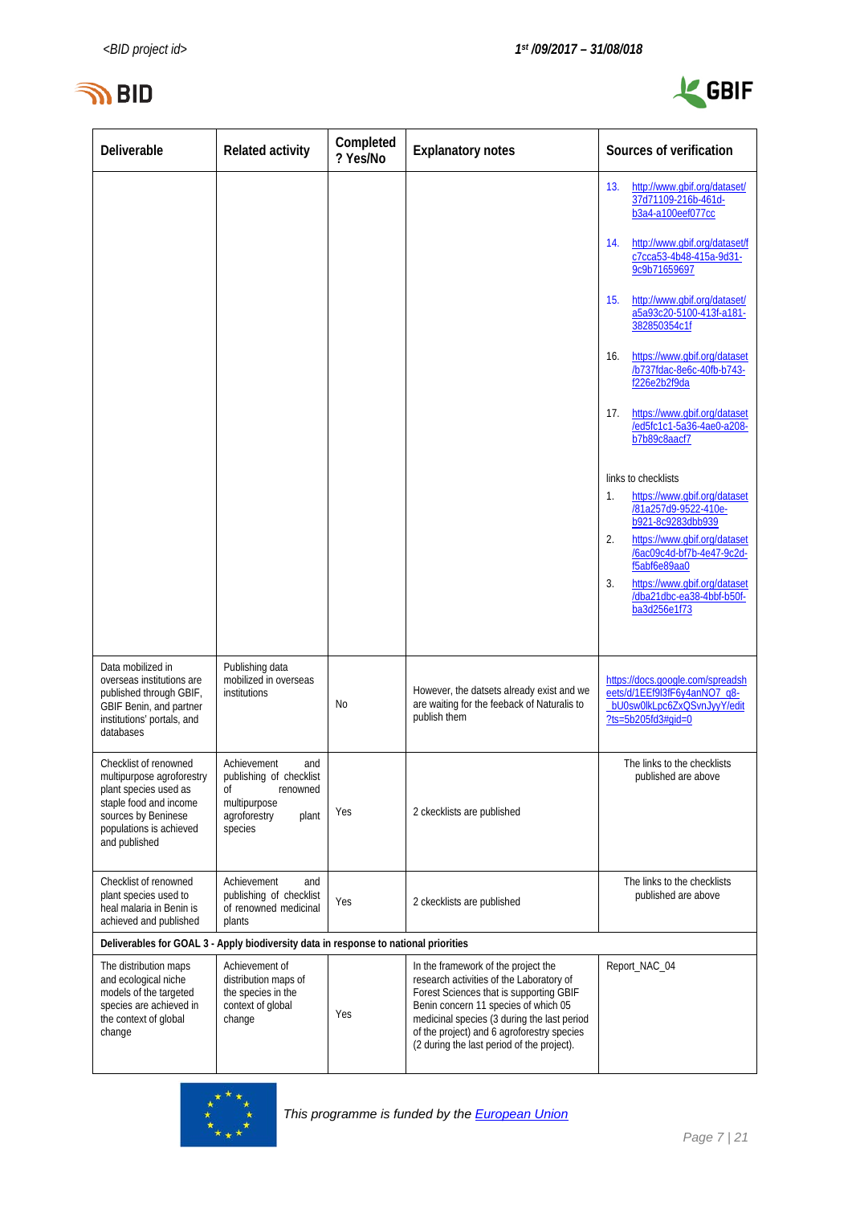| Deliverable | Related activity | Completed ? Yes/No | Explanatory notes | Sources of verification |
|---|---|---|---|---|
| | | | | 13. http://www.gbif.org/dataset/37d71109-216b-461d-b3a4-a100eef077cc<br>14. http://www.gbif.org/dataset/fc7cca53-4b48-415a-9d31-9c9b71659697<br>15. http://www.gbif.org/dataset/a5a93c20-5100-413f-a181-382850354c1f<br>16. https://www.gbif.org/dataset/b737fdac-8e6c-40fb-b743-f226e2b2f9da<br>17. https://www.gbif.org/dataset/ed5fc1c1-5a36-4ae0-a208-b7b89c8aacf7<br><br>links to checklists<br>1. https://www.gbif.org/dataset/81a257d9-9522-410e-b921-8c9283dbb939<br>2. https://www.gbif.org/dataset/6ac09c4d-bf7b-4e47-9c2d-f5abf6e89aa0<br>3. https://www.gbif.org/dataset/dba21dbc-ea38-4bbf-b50f-ba3d256e1f73 |
| Data mobilized in overseas institutions are published through GBIF, GBIF Benin, and partner institutions' portals, and databases | Publishing data mobilized in overseas institutions | No | However, the datsets already exist and we are waiting for the feeback of Naturalis to publish them | https://docs.google.com/spreadsheets/d/1EEf9l3fF6y4anNO7_q8-_bU0sw0lkLpc6ZxQSvnJyyY/edit?ts=5b205fd3#gid=0 |
| Checklist of renowned multipurpose agroforestry plant species used as staple food and income sources by Beninese populations is achieved and published | Achievement and publishing of checklist of renowned multipurpose agroforestry plant species | Yes | 2 ckecklists are published | The links to the checklists published are above |
| Checklist of renowned plant species used to heal malaria in Benin is achieved and published | Achievement and publishing of checklist of renowned medicinal plants | Yes | 2 ckecklists are published | The links to the checklists published are above |
| **Deliverables for GOAL 3 - Apply biodiversity data in response to national priorities** | | | | |
| The distribution maps and ecological niche models of the targeted species are achieved in the context of global change | Achievement of distribution maps of the species in the context of global change | Yes | In the framework of the project the research activities of the Laboratory of Forest Sciences that is supporting GBIF Benin concern 11 species of which 05 medicinal species (3 during the last period of the project) and 6 agroforestry species (2 during the last period of the project). | Report_NAC_04 |

*This programme is funded by the European Union*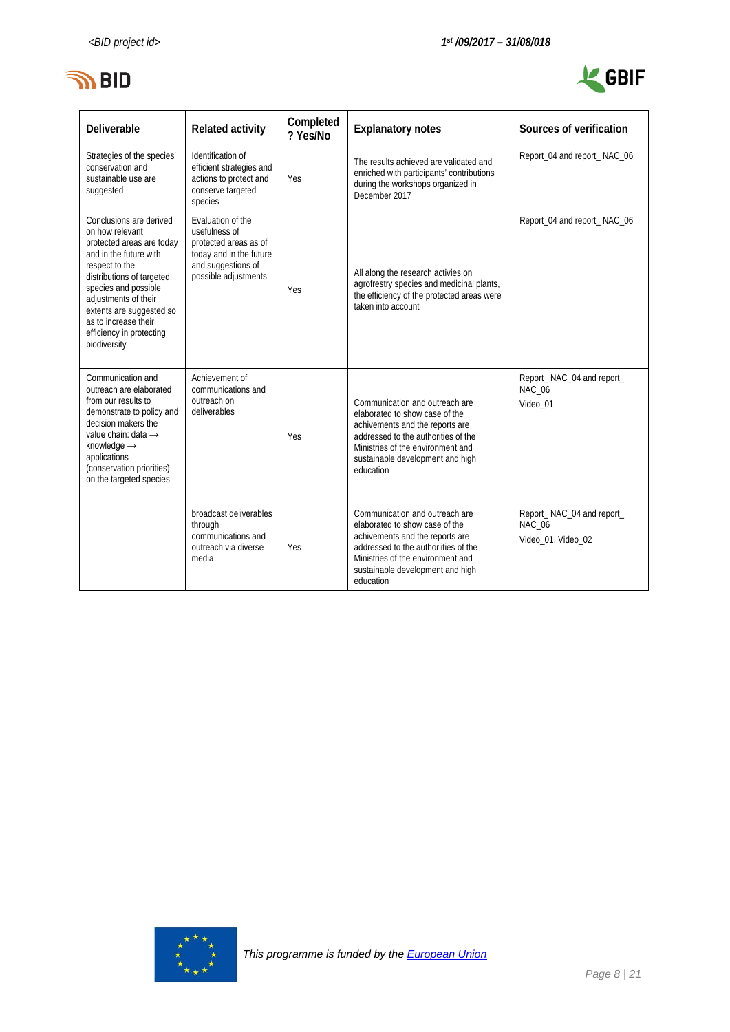| Deliverable | Related activity | Completed ? Yes/No | Explanatory notes | Sources of verification |
|---|---|---|---|---|
| Strategies of the species' conservation and sustainable use are suggested | Identification of efficient strategies and actions to protect and conserve targeted species | Yes | The results achieved are validated and enriched with participants' contributions during the workshops organized in December 2017 | Report_04 and report_ NAC_06 |
| Conclusions are derived on how relevant protected areas are today and in the future with respect to the distributions of targeted species and possible adjustments of their extents are suggested so as to increase their efficiency in protecting biodiversity | Evaluation of the usefulness of protected areas as of today and in the future and suggestions of possible adjustments | Yes | All along the research activies on agrofrestry species and medicinal plants, the efficiency of the protected areas were taken into account | Report_04 and report_ NAC_06 |
| Communication and outreach are elaborated from our results to demonstrate to policy and decision makers the value chain: data → knowledge → applications (conservation priorities) on the targeted species | Achievement of communications and outreach on deliverables | Yes | Communication and outreach are elaborated to show case of the achivements and the reports are addressed to the authorities of the Ministries of the environment and sustainable development and high education | Report_ NAC_04 and report_ NAC_06<br>Video_01 |
| | broadcast deliverables through communications and outreach via diverse media | Yes | Communication and outreach are elaborated to show case of the achievements and the reports are addressed to the authorities of the Ministries of the environment and sustainable development and high education | Report_ NAC_04 and report_ NAC_06<br>Video_01, Video_02 |

*This programme is funded by the European Union*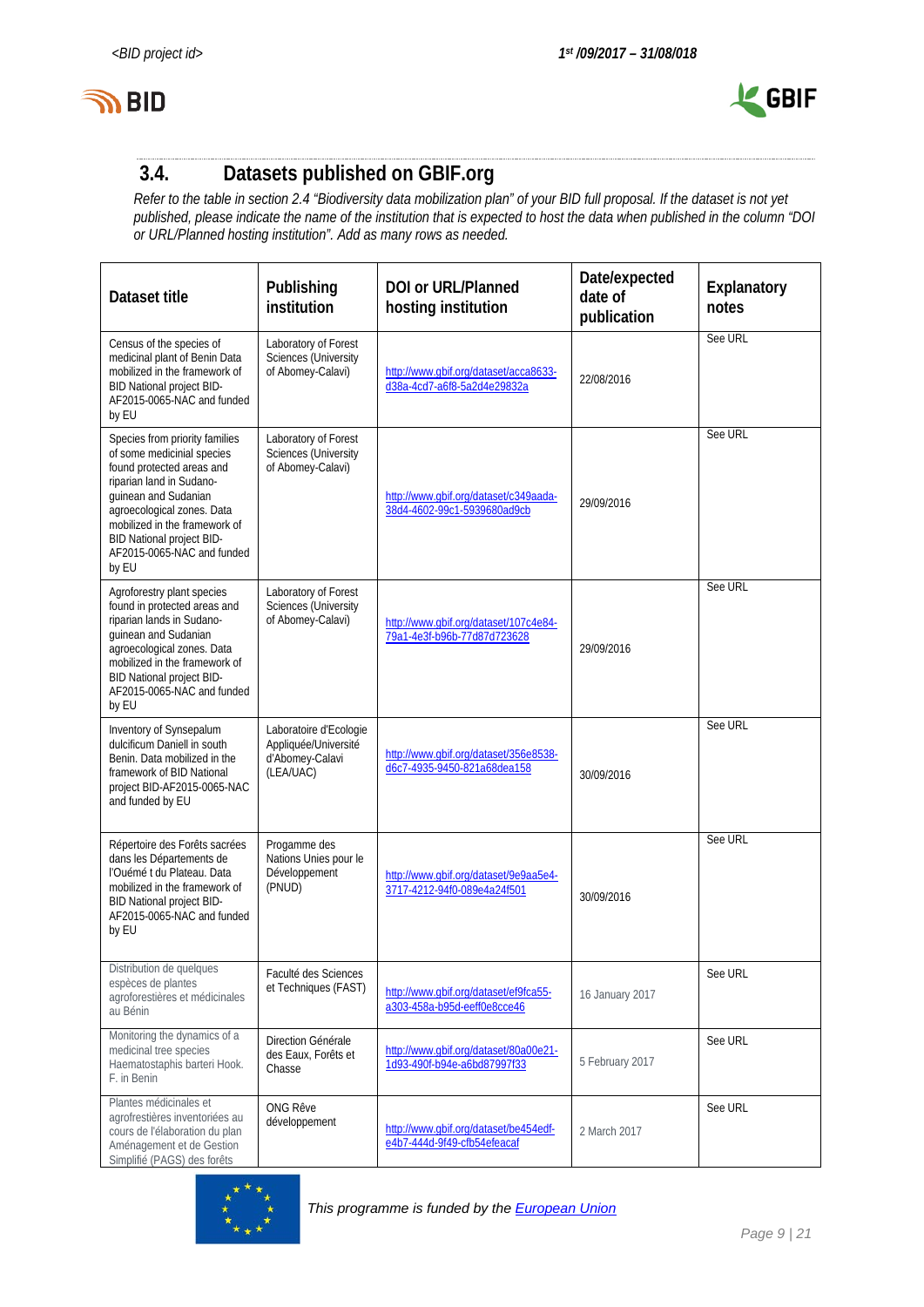## 3.4. Datasets published on GBIF.org

*Refer to the table in section 2.4 "Biodiversity data mobilization plan" of your BID full proposal. If the dataset is not yet published, please indicate the name of the institution that is expected to host the data when published in the column "DOI or URL/Planned hosting institution". Add as many rows as needed.*

| Dataset title | Publishing institution | DOI or URL/Planned hosting institution | Date/expected date of publication | Explanatory notes |
|---|---|---|---|---|
| Census of the species of medicinal plant of Benin Data mobilized in the framework of BID National project BID-AF2015-0065-NAC and funded by EU | Laboratory of Forest Sciences (University of Abomey-Calavi) | http://www.gbif.org/dataset/acca8633-d38a-4cd7-a6f8-5a2d4e29832a | 22/08/2016 | See URL |
| Species from priority families of some medicinal species found protected areas and riparian land in Sudano-guinean and Sudanian agroecological zones. Data mobilized in the framework of BID National project BID-AF2015-0065-NAC and funded by EU | Laboratory of Forest Sciences (University of Abomey-Calavi) | http://www.gbif.org/dataset/c349aada-38d4-4602-99c1-5939680ad9cb | 29/09/2016 | See URL |
| Agroforestry plant species found in protected areas and riparian lands in Sudano-guinean and Sudanian agroecological zones. Data mobilized in the framework of BID National project BID-AF2015-0065-NAC and funded by EU | Laboratory of Forest Sciences (University of Abomey-Calavi) | http://www.gbif.org/dataset/107c4e84-79a1-4e3f-b96b-77d87d723628 | 29/09/2016 | See URL |
| Inventory of Synsepalum dulcificum Daniell in south Benin. Data mobilized in the framework of BID National project BID-AF2015-0065-NAC and funded by EU | Laboratoire d'Ecologie Appliquée/Université d'Abomey-Calavi (LEA/UAC) | http://www.gbif.org/dataset/356e8538-d6c7-4935-9450-821a68dea158 | 30/09/2016 | See URL |
| Répertoire des Forêts sacrées dans les Départements de l'Ouémé t du Plateau. Data mobilized in the framework of BID National project BID-AF2015-0065-NAC and funded by EU | Progamme des Nations Unies pour le Développement (PNUD) | http://www.gbif.org/dataset/9e9aa5e4-3717-4212-94f0-089e4a24f501 | 30/09/2016 | See URL |
| Distribution de quelques espèces de plantes agroforestières et médicinales au Bénin | Faculté des Sciences et Techniques (FAST) | http://www.gbif.org/dataset/ef9fca55-a303-458a-b95d-eeff0e8cce46 | 16 January 2017 | See URL |
| Monitoring the dynamics of a medicinal tree species Haematostaphis barteri Hook. F. in Benin | Direction Générale des Eaux, Forêts et Chasse | http://www.gbif.org/dataset/80a00e21-1d93-490f-b94e-a6bd87997f33 | 5 February 2017 | See URL |
| Plantes médicinales et agrofrestières inventoriées au cours de l'élaboration du plan Aménagement et de Gestion Simplifié (PAGS) des forêts | ONG Rêve développement | http://www.gbif.org/dataset/be454edf-e4b7-444d-9f49-cfb54efeacaf | 2 March 2017 | See URL |

*This programme is funded by the European Union*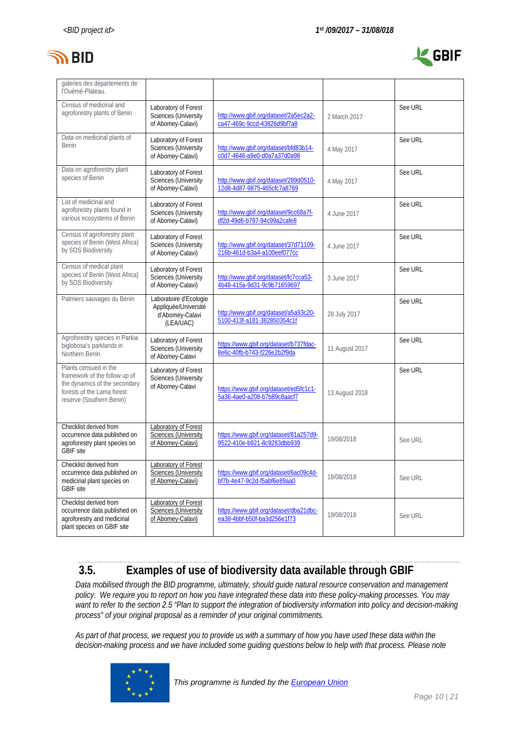| | | | | |
|---|---|---|---|---|
| galeries des départements de l'Ouémé-Plateau. | | | | |
| Census of medicinal and agroforestry plants of Benin | Laboratory of Forest Sciences (University of Abomey-Calavi) | http://www.gbif.org/dataset/2a5ec2a2-ca47-469c-9ccd-43826d9bf7a8 | 2 March 2017 | See URL |
| Data on medicinal plants of Benin | Laboratory of Forest Sciences (University of Abomey-Calavi) | http://www.gbif.org/dataset/bfd83b14-c0d7-4646-a9e0-d0a7a37d0a98 | 4 May 2017 | See URL |
| Data on agroforestry plant species of Benin | Laboratory of Forest Sciences (University of Abomey-Calavi) | http://www.gbif.org/dataset/289d0510-12d8-4d87-9875-465cfc7a8769 | 4 May 2017 | See URL |
| List of medicinal and agroforestry plants found in various ecosystems of Benin | Laboratory of Forest Sciences (University of Abomey-Calavi) | http://www.gbif.org/dataset/9cc68a7f-df2d-49d6-b797-94c99a2cafe8 | 4 June 2017 | See URL |
| Census of agroforestry plant species of Benin (West Africa) by SOS Biodiversity | Laboratory of Forest Sciences (University of Abomey-Calavi) | http://www.gbif.org/dataset/37d71109-216b-461d-b3a4-a100eef077cc | 4 June 2017 | See URL |
| Census of medical plant species of Benin (West Africa) by SOS Biodiversity | Laboratory of Forest Sciences (University of Abomey-Calavi) | http://www.gbif.org/dataset/fc7cca53-4b48-415a-9d31-9c9b71659697 | 3 June 2017 | See URL |
| Palmiers sauvages du Bénin | Laboratoire d'Ecologie Appliquée/Université d'Abomey-Calavi (LEA/UAC) | http://www.gbif.org/dataset/a5a93c20-5100-413f-a181-382850354c1f | 28 July 2017 | See URL |
| Agroforestry species in Parkia biglobosa's parklands in Northern Benin | Laboratory of Forest Sciences (University of Abomey-Calavi | https://www.gbif.org/dataset/b737fdac-8e6c-40fb-b743-f226e2b2f9da | 11 August 2017 | See URL |
| Plants censued in the framework of the follow up of the dynamics of the secondary forests of the Lama forest reserve (Southern Benin) | Laboratory of Forest Sciences (University of Abomey-Calavi | https://www.gbif.org/dataset/ed5fc1c1-5a36-4ae0-a208-b7b89c8aacf7 | 13 August 2018 | See URL |
| Checklist derived from occurrence data published on agroforestry plant species on GBIF site | Laboratory of Forest Sciences (University of Abomey-Calavi) | https://www.gbif.org/dataset/81a257d9-9522-410e-b921-8c9283dbb939 | 19/08/2018 | See URL |
| Checklist derived from occurrence data published on medicinal plant species on GBIF site | Laboratory of Forest Sciences (University of Abomey-Calavi) | https://www.gbif.org/dataset/6ac09c4d-bf7b-4e47-9c2d-f5abf6e89aa0 | 19/08/2018 | See URL |
| Checklist derived from occurrence data published on agroforestry and medicinal plant species on GBIF site | Laboratory of Forest Sciences (University of Abomey-Calavi) | https://www.gbif.org/dataset/dba21dbc-ea38-4bbf-b50f-ba3d256e1f73 | 19/08/2018 | See URL |

## 3.5. Examples of use of biodiversity data available through GBIF

*Data mobilised through the BID programme, ultimately, should guide natural resource conservation and management policy. We require you to report on how you have integrated these data into these policy-making processes. You may want to refer to the section 2.5 "Plan to support the integration of biodiversity information into policy and decision-making process" of your original proposal as a reminder of your original commitments.*

*As part of that process, we request you to provide us with a summary of how you have used these data within the decision-making process and we have included some guiding questions below to help with that process. Please note*

*This programme is funded by the European Union*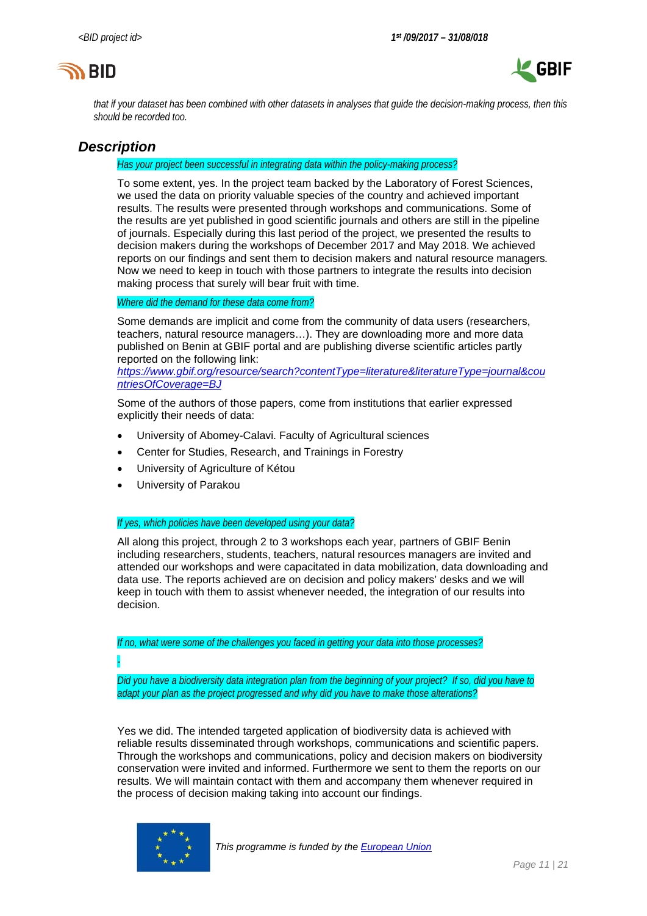*that if your dataset has been combined with other datasets in analyses that guide the decision-making process, then this should be recorded too.*

## Description

*Has your project been successful in integrating data within the policy-making process?*

To some extent, yes. In the project team backed by the Laboratory of Forest Sciences, we used the data on priority valuable species of the country and achieved important results. The results were presented through workshops and communications. Some of the results are yet published in good scientific journals and others are still in the pipeline of journals. Especially during this last period of the project, we presented the results to decision makers during the workshops of December 2017 and May 2018. We achieved reports on our findings and sent them to decision makers and natural resource managers. Now we need to keep in touch with those partners to integrate the results into decision making process that surely will bear fruit with time.

*Where did the demand for these data come from?*

Some demands are implicit and come from the community of data users (researchers, teachers, natural resource managers…). They are downloading more and more data published on Benin at GBIF portal and are publishing diverse scientific articles partly reported on the following link: [https://www.gbif.org/resource/search?contentType=literature&literatureType=journal&countriesOfCoverage=BJ](https://www.gbif.org/resource/search?contentType=literature&literatureType=journal&countriesOfCoverage=BJ)

Some of the authors of those papers, come from institutions that earlier expressed explicitly their needs of data:

- University of Abomey-Calavi. Faculty of Agricultural sciences
- Center for Studies, Research, and Trainings in Forestry
- University of Agriculture of Kétou
- University of Parakou

*If yes, which policies have been developed using your data?*

All along this project, through 2 to 3 workshops each year, partners of GBIF Benin including researchers, students, teachers, natural resources managers are invited and attended our workshops and were capacitated in data mobilization, data downloading and data use. The reports achieved are on decision and policy makers' desks and we will keep in touch with them to assist whenever needed, the integration of our results into decision.

*If no, what were some of the challenges you faced in getting your data into those processes?*

-

*Did you have a biodiversity data integration plan from the beginning of your project? If so, did you have to adapt your plan as the project progressed and why did you have to make those alterations?*

Yes we did. The intended targeted application of biodiversity data is achieved with reliable results disseminated through workshops, communications and scientific papers. Through the workshops and communications, policy and decision makers on biodiversity conservation were invited and informed. Furthermore we sent to them the reports on our results. We will maintain contact with them and accompany them whenever required in the process of decision making taking into account our findings.

*This programme is funded by the European Union*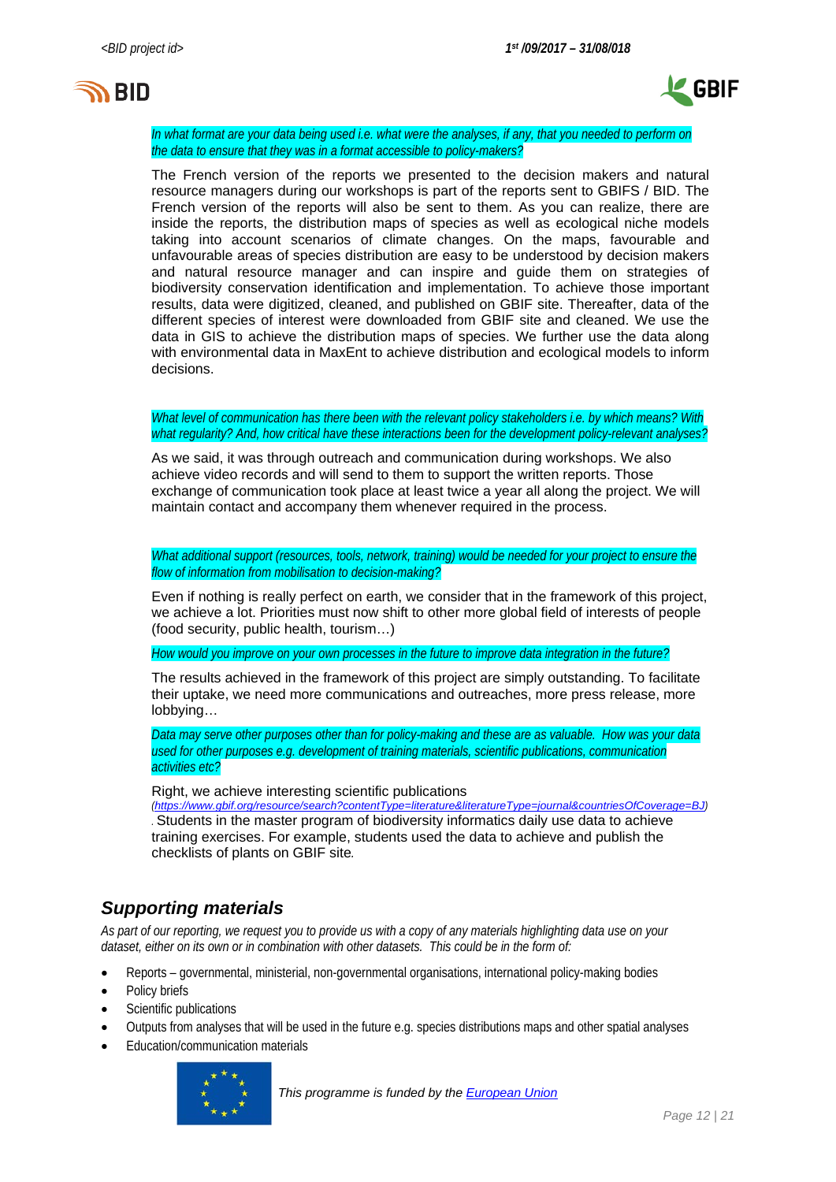*In what format are your data being used i.e. what were the analyses, if any, that you needed to perform on the data to ensure that they was in a format accessible to policy-makers?*

The French version of the reports we presented to the decision makers and natural resource managers during our workshops is part of the reports sent to GBIFS / BID. The French version of the reports will also be sent to them. As you can realize, there are inside the reports, the distribution maps of species as well as ecological niche models taking into account scenarios of climate changes. On the maps, favourable and unfavourable areas of species distribution are easy to be understood by decision makers and natural resource manager and can inspire and guide them on strategies of biodiversity conservation identification and implementation. To achieve those important results, data were digitized, cleaned, and published on GBIF site. Thereafter, data of the different species of interest were downloaded from GBIF site and cleaned. We use the data in GIS to achieve the distribution maps of species. We further use the data along with environmental data in MaxEnt to achieve distribution and ecological models to inform decisions.

*What level of communication has there been with the relevant policy stakeholders i.e. by which means? With what regularity? And, how critical have these interactions been for the development policy-relevant analyses?*

As we said, it was through outreach and communication during workshops. We also achieve video records and will send to them to support the written reports. Those exchange of communication took place at least twice a year all along the project. We will maintain contact and accompany them whenever required in the process.

*What additional support (resources, tools, network, training) would be needed for your project to ensure the flow of information from mobilisation to decision-making?*

Even if nothing is really perfect on earth, we consider that in the framework of this project, we achieve a lot. Priorities must now shift to other more global field of interests of people (food security, public health, tourism…)

*How would you improve on your own processes in the future to improve data integration in the future?*

The results achieved in the framework of this project are simply outstanding. To facilitate their uptake, we need more communications and outreaches, more press release, more lobbying…

*Data may serve other purposes other than for policy-making and these are as valuable. How was your data used for other purposes e.g. development of training materials, scientific publications, communication activities etc?*

Right, we achieve interesting scientific publications (https://www.gbif.org/resource/search?contentType=literature&literatureType=journal&countriesOfCoverage=BJ). Students in the master program of biodiversity informatics daily use data to achieve training exercises. For example, students used the data to achieve and publish the checklists of plants on GBIF site.

## Supporting materials

*As part of our reporting, we request you to provide us with a copy of any materials highlighting data use on your dataset, either on its own or in combination with other datasets. This could be in the form of:*

- Reports – governmental, ministerial, non-governmental organisations, international policy-making bodies
- Policy briefs
- Scientific publications
- Outputs from analyses that will be used in the future e.g. species distributions maps and other spatial analyses
- Education/communication materials

*This programme is funded by the European Union*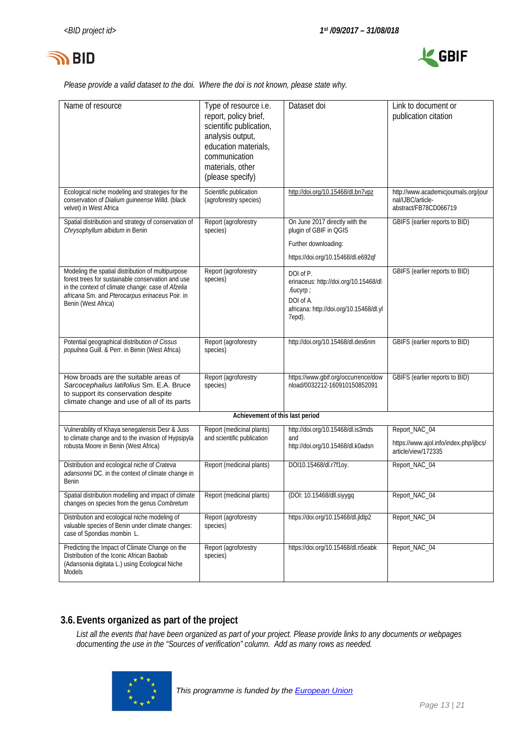*Please provide a valid dataset to the doi. Where the doi is not known, please state why.*

| Name of resource | Type of resource i.e. report, policy brief, scientific publication, analysis output, education materials, communication materials, other (please specify) | Dataset doi | Link to document or publication citation |
|---|---|---|---|
| Ecological niche modeling and strategies for the conservation of *Dialium guineense* Willd. (black velvet) in West Africa | Scientific publication (agroforestry species) | http://doi.org/10.15468/dl.bn7vpz | http://www.academicjournals.org/journal/IJBC/article-abstract/FB78CD066719 |
| Spatial distribution and strategy of conservation of *Chrysophyllum albidum* in Benin | Report (agroforestry species) | On June 2017 directly with the plugin of GBIF in QGIS<br><br>Further downloading:<br><br>https://doi.org/10.15468/dl.e692qf | GBIFS (earlier reports to BID) |
| Modeling the spatial distribution of multipurpose forest trees for sustainable conservation and use in the context of climate change: case of *Afzelia africana* Sm. and *Pterocarpus erinaceus* Poir. in Benin (West Africa) | Report (agroforestry species) | DOI of P. erinaceus: http://doi.org/10.15468/dl.6ucyrp ;<br>DOI of A. africana: http://doi.org/10.15468/dl.yl7epd). | GBIFS (earlier reports to BID) |
| Potential geographical distribution *of Cissus populnea* Guill. & Perr. in Benin (West Africa) | Report (agroforestry species) | http://doi.org/10.15468/dl.des6nm | GBIFS (earlier reports to BID) |
| How broads are the suitable areas of *Sarcocephalius latifolius* Sm. E.A. Bruce to support its conservation despite climate change and use of all of its parts | Report (agroforestry species) | https://www.gbif.org/occurrence/download/0032212-160910150852091 | GBIFS (earlier reports to BID) |
| **Achievement of this last period** | | | |
| Vulnerability of Khaya senegalensis Desr & Juss to climate change and to the invasion of Hypsipyla robusta Moore in Benin (West Africa) | Report (medicinal plants) and scientific publication | http://doi.org/10.15468/dl.is3mds and http://doi.org/10.15468/dl.k0adsn | Report_NAC_04<br><br>https://www.ajol.info/index.php/ijbcs/article/view/172335 |
| Distribution and ecological niche of *Crateva adansonnii* DC. in the context of climate change in Benin | Report (medicinal plants) | DOI10.15468/dl.r7f1oy. | Report_NAC_04 |
| Spatial distribution modelling and impact of climate changes on species from the genus *Combretum* | Report (medicinal plants) | (DOI: 10.15468/dll.siyygq | Report_NAC_04 |
| Distribution and ecological niche modeling of valuable species of Benin under climate changes: case of Spondias mombin L. | Report (agroforestry species) | https://doi.org/10.15468/dl.jldlp2 | Report_NAC_04 |
| Predicting the Impact of Climate Change on the Distribution of the Iconic African Baobab (Adansonia digitata L.) using Ecological Niche Models | Report (agroforestry species) | https://doi.org/10.15468/dl.n5eabk | Report_NAC_04 |

## 3.6. Events organized as part of the project

*List all the events that have been organized as part of your project. Please provide links to any documents or webpages documenting the use in the "Sources of verification" column. Add as many rows as needed.*

*This programme is funded by the European Union*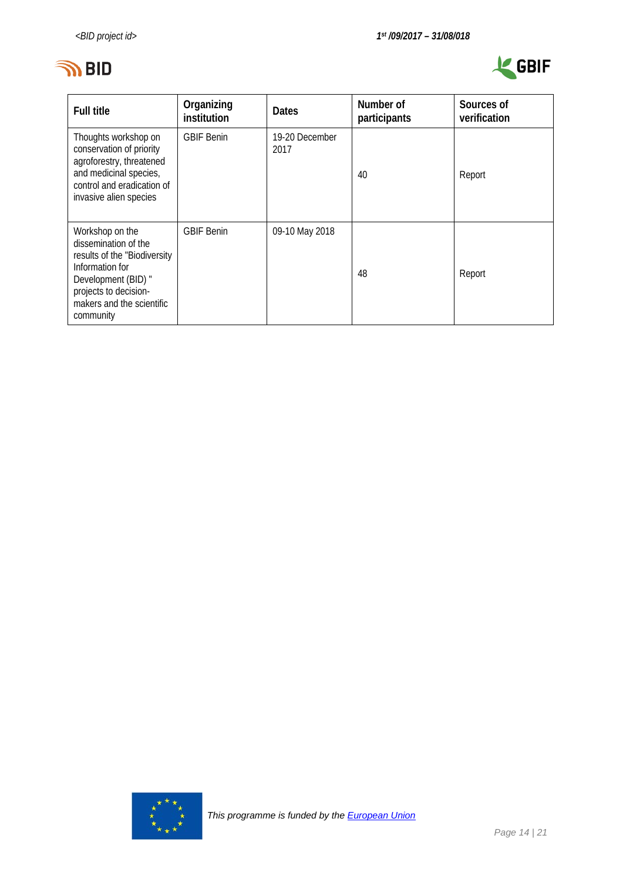| Full title | Organizing institution | Dates | Number of participants | Sources of verification |
|---|---|---|---|---|
| Thoughts workshop on conservation of priority agroforestry, threatened and medicinal species, control and eradication of invasive alien species | GBIF Benin | 19-20 December 2017 | 40 | Report |
| Workshop on the dissemination of the results of the "Biodiversity Information for Development (BID) " projects to decision-makers and the scientific community | GBIF Benin | 09-10 May 2018 | 48 | Report |

This programme is funded by the European Union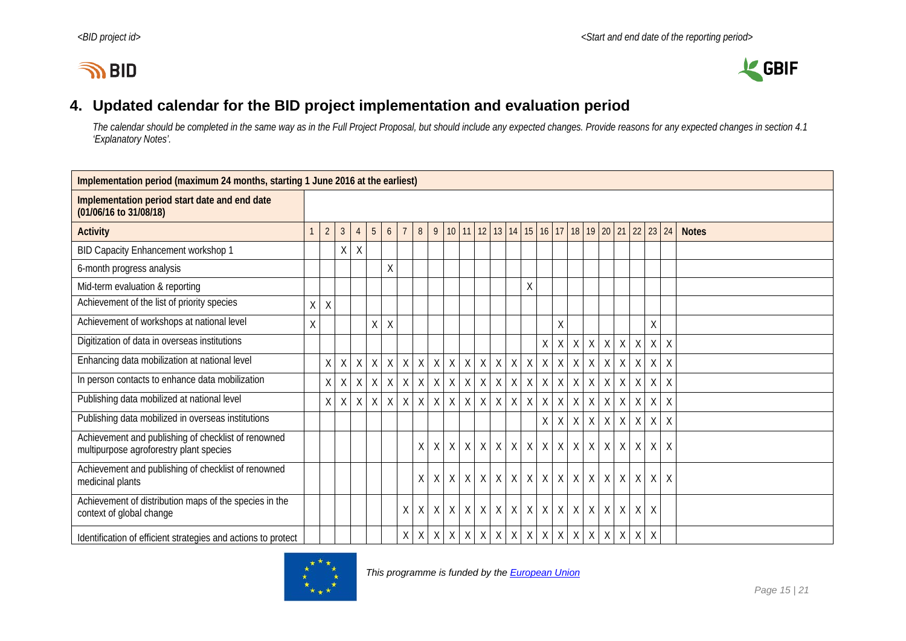## 4. Updated calendar for the BID project implementation and evaluation period

*The calendar should be completed in the same way as in the Full Project Proposal, but should include any expected changes. Provide reasons for any expected changes in section 4.1 'Explanatory Notes'.*

| Implementation period (maximum 24 months, starting 1 June 2016 at the earliest) | | | | | | | | | | | | | | | | | | | | | | | | | |
|---|---|---|---|---|---|---|---|---|---|---|---|---|---|---|---|---|---|---|---|---|---|---|---|---|---|
| **Implementation period start date and end date (01/06/16 to 31/08/18)** | | | | | | | | | | | | | | | | | | | | | | | | | |
| **Activity** | 1 | 2 | 3 | 4 | 5 | 6 | 7 | 8 | 9 | 10 | 11 | 12 | 13 | 14 | 15 | 16 | 17 | 18 | 19 | 20 | 21 | 22 | 23 | 24 | **Notes** |
| BID Capacity Enhancement workshop 1 | | | X | X | | | | | | | | | | | | | | | | | | | | | |
| 6-month progress analysis | | | | | | X | | | | | | | | | | | | | | | | | | | |
| Mid-term evaluation & reporting | | | | | | | | | | | | | | | X | | | | | | | | | | |
| Achievement of the list of priority species | X | X | | | | | | | | | | | | | | | | | | | | | | | |
| Achievement of workshops at national level | X | | | | X | X | | | | | | | | | | | X | | | | | | X | | |
| Digitization of data in overseas institutions | | | | | | | | | | | | | | | | X | X | X | X | X | X | X | X | X | |
| Enhancing data mobilization at national level | | X | X | X | X | X | X | X | X | X | X | X | X | X | X | X | X | X | X | X | X | X | X | X | |
| In person contacts to enhance data mobilization | | X | X | X | X | X | X | X | X | X | X | X | X | X | X | X | X | X | X | X | X | X | X | X | |
| Publishing data mobilized at national level | | X | X | X | X | X | X | X | X | X | X | X | X | X | X | X | X | X | X | X | X | X | X | X | |
| Publishing data mobilized in overseas institutions | | | | | | | | | | | | | | | | X | X | X | X | X | X | X | X | X | |
| Achievement and publishing of checklist of renowned multipurpose agroforestry plant species | | | | | | | | X | X | X | X | X | X | X | X | X | X | X | X | X | X | X | X | X | |
| Achievement and publishing of checklist of renowned medicinal plants | | | | | | | | X | X | X | X | X | X | X | X | X | X | X | X | X | X | X | X | X | |
| Achievement of distribution maps of the species in the context of global change | | | | | | | X | X | X | X | X | X | X | X | X | X | X | X | X | X | X | X | X | | |
| Identification of efficient strategies and actions to protect | | | | | | | X | X | X | X | X | X | X | X | X | X | X | X | X | X | X | X | X | | |

*This programme is funded by the European Union*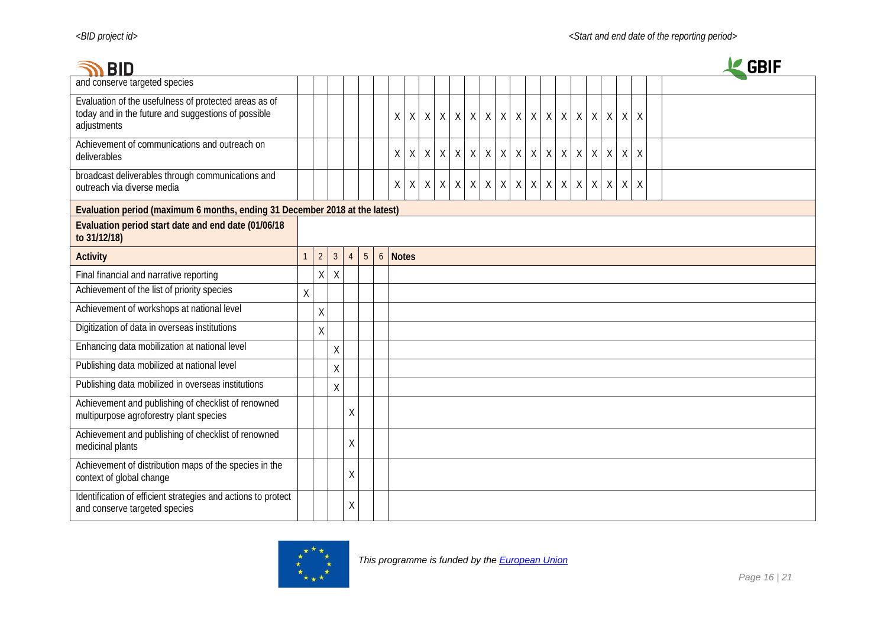| | | | | | | | | | | | | | | | | | | | | | | | | | |
|---|---|---|---|---|---|---|---|---|---|---|---|---|---|---|---|---|---|---|---|---|---|---|---|---|---|
| and conserve targeted species | | | | | | | | | | | | | | | | | | | | | | | | | |
| Evaluation of the usefulness of protected areas as of today and in the future and suggestions of possible adjustments | | | | | | | X | X | X | X | X | X | X | X | X | X | X | X | X | X | X | X | X | | |
| Achievement of communications and outreach on deliverables | | | | | | | X | X | X | X | X | X | X | X | X | X | X | X | X | X | X | X | X | | |
| broadcast deliverables through communications and outreach via diverse media | | | | | | | X | X | X | X | X | X | X | X | X | X | X | X | X | X | X | X | X | | |

| **Evaluation period (maximum 6 months, ending 31 December 2018 at the latest)** | | | | | | | |
|---|---|---|---|---|---|---|---|
| **Evaluation period start date and end date (01/06/18 to 31/12/18)** | | | | | | | |
| **Activity** | 1 | 2 | 3 | 4 | 5 | 6 | **Notes** |
| Final financial and narrative reporting | | X | X | | | | |
| Achievement of the list of priority species | X | | | | | | |
| Achievement of workshops at national level | | X | | | | | |
| Digitization of data in overseas institutions | | X | | | | | |
| Enhancing data mobilization at national level | | | X | | | | |
| Publishing data mobilized at national level | | | X | | | | |
| Publishing data mobilized in overseas institutions | | | X | | | | |
| Achievement and publishing of checklist of renowned multipurpose agroforestry plant species | | | | X | | | |
| Achievement and publishing of checklist of renowned medicinal plants | | | | X | | | |
| Achievement of distribution maps of the species in the context of global change | | | | X | | | |
| Identification of efficient strategies and actions to protect and conserve targeted species | | | | X | | | |

*This programme is funded by the European Union*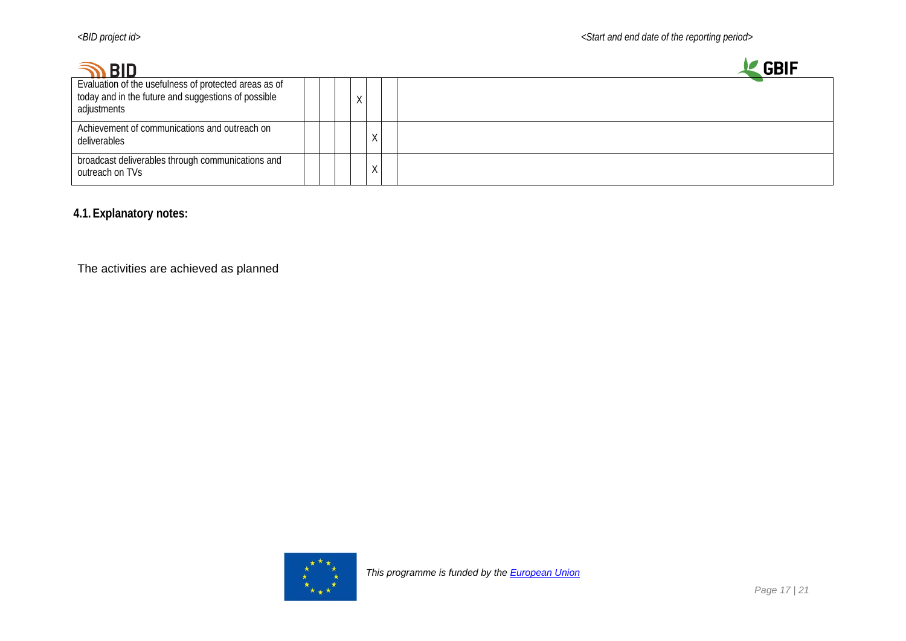| | | | | | | | |
|---|---|---|---|---|---|---|---|
| Evaluation of the usefulness of protected areas as of today and in the future and suggestions of possible adjustments | | | | X | | | |
| Achievement of communications and outreach on deliverables | | | | | X | | |
| broadcast deliverables through communications and outreach on TVs | | | | | X | | |

## 4.1. Explanatory notes:

The activities are achieved as planned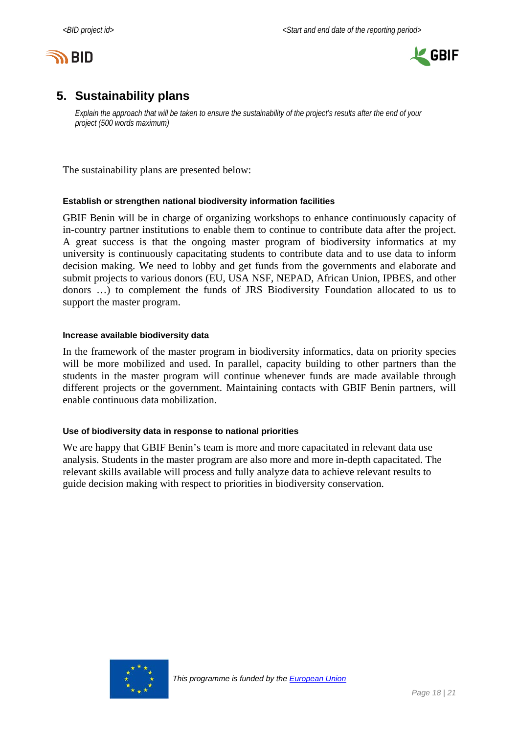## 5. Sustainability plans

*Explain the approach that will be taken to ensure the sustainability of the project's results after the end of your project (500 words maximum)*

The sustainability plans are presented below:

**Establish or strengthen national biodiversity information facilities**

GBIF Benin will be in charge of organizing workshops to enhance continuously capacity of in-country partner institutions to enable them to continue to contribute data after the project. A great success is that the ongoing master program of biodiversity informatics at my university is continuously capacitating students to contribute data and to use data to inform decision making. We need to lobby and get funds from the governments and elaborate and submit projects to various donors (EU, USA NSF, NEPAD, African Union, IPBES, and other donors …) to complement the funds of JRS Biodiversity Foundation allocated to us to support the master program.

**Increase available biodiversity data**

In the framework of the master program in biodiversity informatics, data on priority species will be more mobilized and used. In parallel, capacity building to other partners than the students in the master program will continue whenever funds are made available through different projects or the government. Maintaining contacts with GBIF Benin partners, will enable continuous data mobilization.

**Use of biodiversity data in response to national priorities**

We are happy that GBIF Benin's team is more and more capacitated in relevant data use analysis. Students in the master program are also more and more in-depth capacitated. The relevant skills available will process and fully analyze data to achieve relevant results to guide decision making with respect to priorities in biodiversity conservation.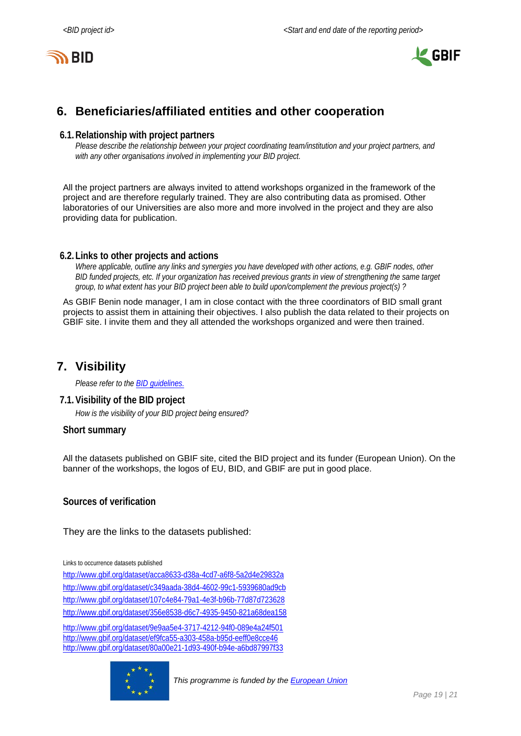## 6. Beneficiaries/affiliated entities and other cooperation

### 6.1. Relationship with project partners

*Please describe the relationship between your project coordinating team/institution and your project partners, and with any other organisations involved in implementing your BID project.*

All the project partners are always invited to attend workshops organized in the framework of the project and are therefore regularly trained. They are also contributing data as promised. Other laboratories of our Universities are also more and more involved in the project and they are also providing data for publication.

### 6.2. Links to other projects and actions

*Where applicable, outline any links and synergies you have developed with other actions, e.g. GBIF nodes, other BID funded projects, etc. If your organization has received previous grants in view of strengthening the same target group, to what extent has your BID project been able to build upon/complement the previous project(s) ?*

As GBIF Benin node manager, I am in close contact with the three coordinators of BID small grant projects to assist them in attaining their objectives. I also publish the data related to their projects on GBIF site. I invite them and they all attended the workshops organized and were then trained.

## 7. Visibility

*Please refer to the [BID guidelines.](BID guidelines.)*

### 7.1. Visibility of the BID project

*How is the visibility of your BID project being ensured?*

**Short summary**

All the datasets published on GBIF site, cited the BID project and its funder (European Union). On the banner of the workshops, the logos of EU, BID, and GBIF are put in good place.

**Sources of verification**

They are the links to the datasets published:

Links to occurrence datasets published

http://www.gbif.org/dataset/acca8633-d38a-4cd7-a6f8-5a2d4e29832a

http://www.gbif.org/dataset/c349aada-38d4-4602-99c1-5939680ad9cb

http://www.gbif.org/dataset/107c4e84-79a1-4e3f-b96b-77d87d723628

http://www.gbif.org/dataset/356e8538-d6c7-4935-9450-821a68dea158

http://www.gbif.org/dataset/9e9aa5e4-3717-4212-94f0-089e4a24f501
http://www.gbif.org/dataset/ef9fca55-a303-458a-b95d-eeff0e8cce46
http://www.gbif.org/dataset/80a00e21-1d93-490f-b94e-a6bd87997f33

*This programme is funded by the European Union*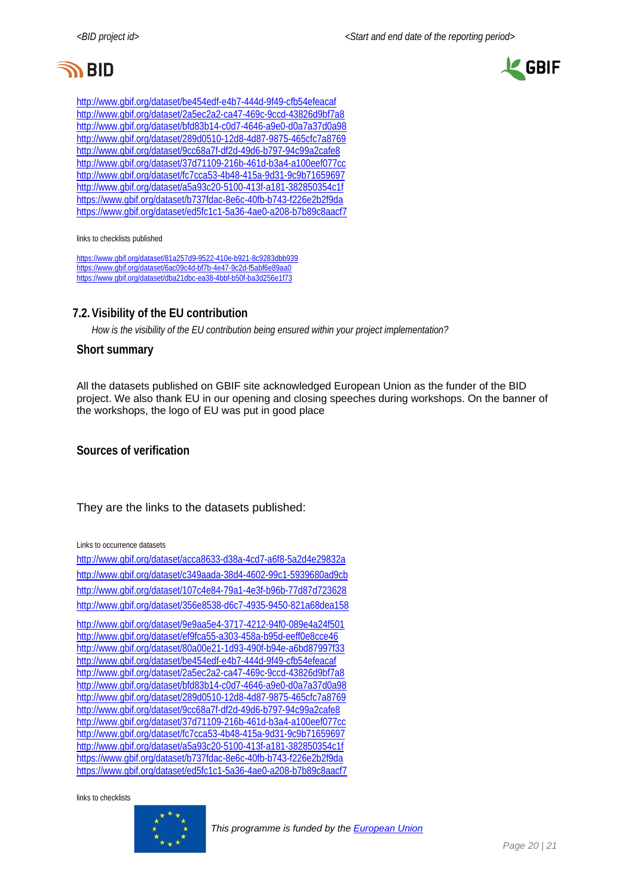http://www.gbif.org/dataset/be454edf-e4b7-444d-9f49-cfb54efeacaf
http://www.gbif.org/dataset/2a5ec2a2-ca47-469c-9ccd-43826d9bf7a8
http://www.gbif.org/dataset/bfd83b14-c0d7-4646-a9e0-d0a7a37d0a98
http://www.gbif.org/dataset/289d0510-12d8-4d87-9875-465cfc7a8769
http://www.gbif.org/dataset/9cc68a7f-df2d-49d6-b797-94c99a2cafe8
http://www.gbif.org/dataset/37d71109-216b-461d-b3a4-a100eef077cc
http://www.gbif.org/dataset/fc7cca53-4b48-415a-9d31-9c9b71659697
http://www.gbif.org/dataset/a5a93c20-5100-413f-a181-382850354c1f
https://www.gbif.org/dataset/b737fdac-8e6c-40fb-b743-f226e2b2f9da
https://www.gbif.org/dataset/ed5fc1c1-5a36-4ae0-a208-b7b89c8aacf7

links to checklists published

https://www.gbif.org/dataset/81a257d9-9522-410e-b921-8c9283dbb939
https://www.gbif.org/dataset/6ac09c4d-bf7b-4e47-9c2d-f5abf6e89aa0
https://www.gbif.org/dataset/dba21dbc-ea38-4bbf-b50f-ba3d256e1f73

## 7.2. Visibility of the EU contribution

*How is the visibility of the EU contribution being ensured within your project implementation?*

### Short summary

All the datasets published on GBIF site acknowledged European Union as the funder of the BID project. We also thank EU in our opening and closing speeches during workshops. On the banner of the workshops, the logo of EU was put in good place

### Sources of verification

They are the links to the datasets published:

Links to occurrence datasets

http://www.gbif.org/dataset/acca8633-d38a-4cd7-a6f8-5a2d4e29832a
http://www.gbif.org/dataset/c349aada-38d4-4602-99c1-5939680ad9cb
http://www.gbif.org/dataset/107c4e84-79a1-4e3f-b96b-77d87d723628
http://www.gbif.org/dataset/356e8538-d6c7-4935-9450-821a68dea158
http://www.gbif.org/dataset/9e9aa5e4-3717-4212-94f0-089e4a24f501
http://www.gbif.org/dataset/ef9fca55-a303-458a-b95d-eeff0e8cce46
http://www.gbif.org/dataset/80a00e21-1d93-490f-b94e-a6bd87997f33
http://www.gbif.org/dataset/be454edf-e4b7-444d-9f49-cfb54efeacaf
http://www.gbif.org/dataset/2a5ec2a2-ca47-469c-9ccd-43826d9bf7a8
http://www.gbif.org/dataset/bfd83b14-c0d7-4646-a9e0-d0a7a37d0a98
http://www.gbif.org/dataset/289d0510-12d8-4d87-9875-465cfc7a8769
http://www.gbif.org/dataset/9cc68a7f-df2d-49d6-b797-94c99a2cafe8
http://www.gbif.org/dataset/37d71109-216b-461d-b3a4-a100eef077cc
http://www.gbif.org/dataset/fc7cca53-4b48-415a-9d31-9c9b71659697
http://www.gbif.org/dataset/a5a93c20-5100-413f-a181-382850354c1f
https://www.gbif.org/dataset/b737fdac-8e6c-40fb-b743-f226e2b2f9da
https://www.gbif.org/dataset/ed5fc1c1-5a36-4ae0-a208-b7b89c8aacf7

links to checklists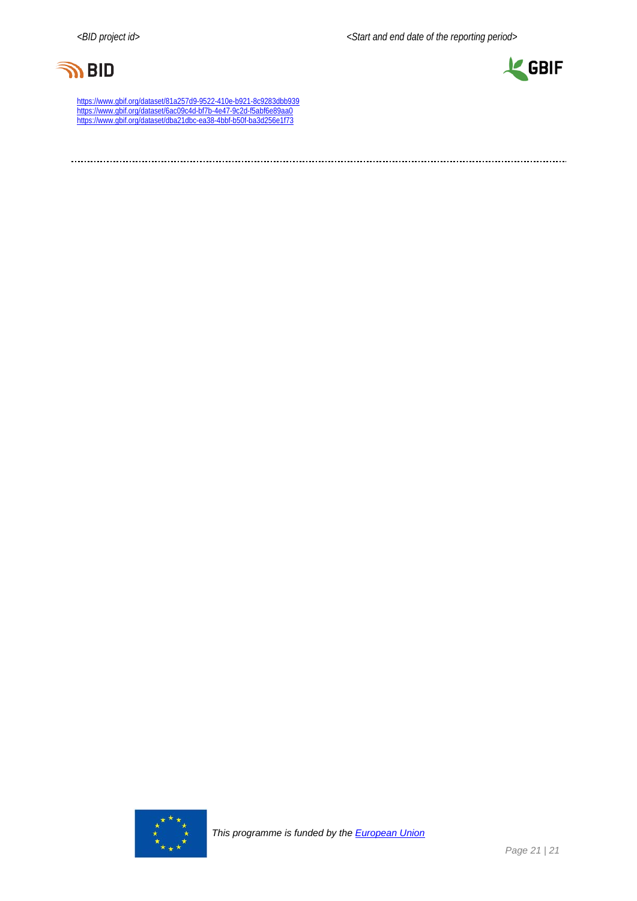https://www.gbif.org/dataset/81a257d9-9522-410e-b921-8c9283dbb939
https://www.gbif.org/dataset/6ac09c4d-bf7b-4e47-9c2d-f5abf6e89aa0
https://www.gbif.org/dataset/dba21dbc-ea38-4bbf-b50f-ba3d256e1f73